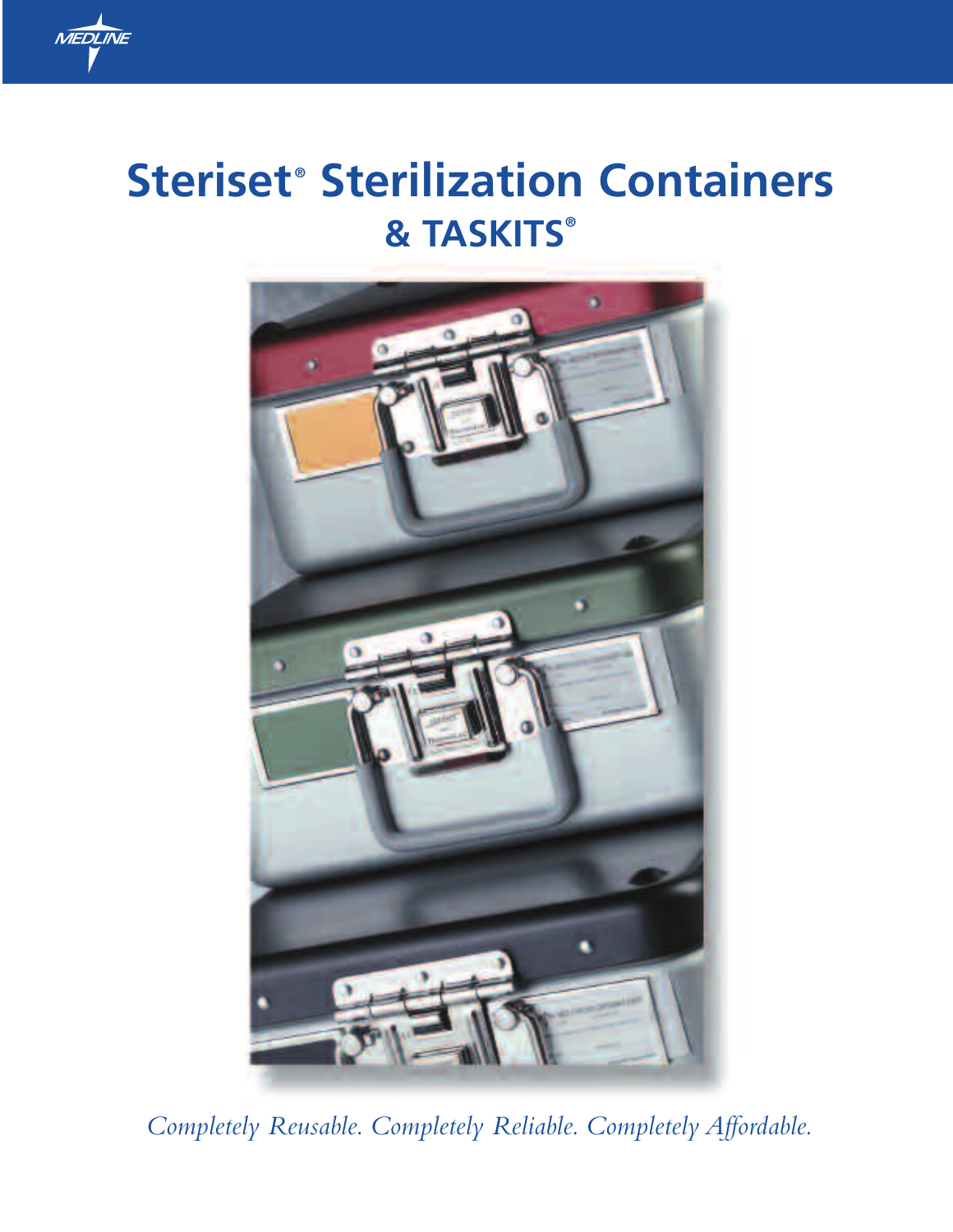MEDLINE

# Steriset® Sterilization Containers
## & TASKITS®

*Completely Reusable. Completely Reliable. Completely Affordable.*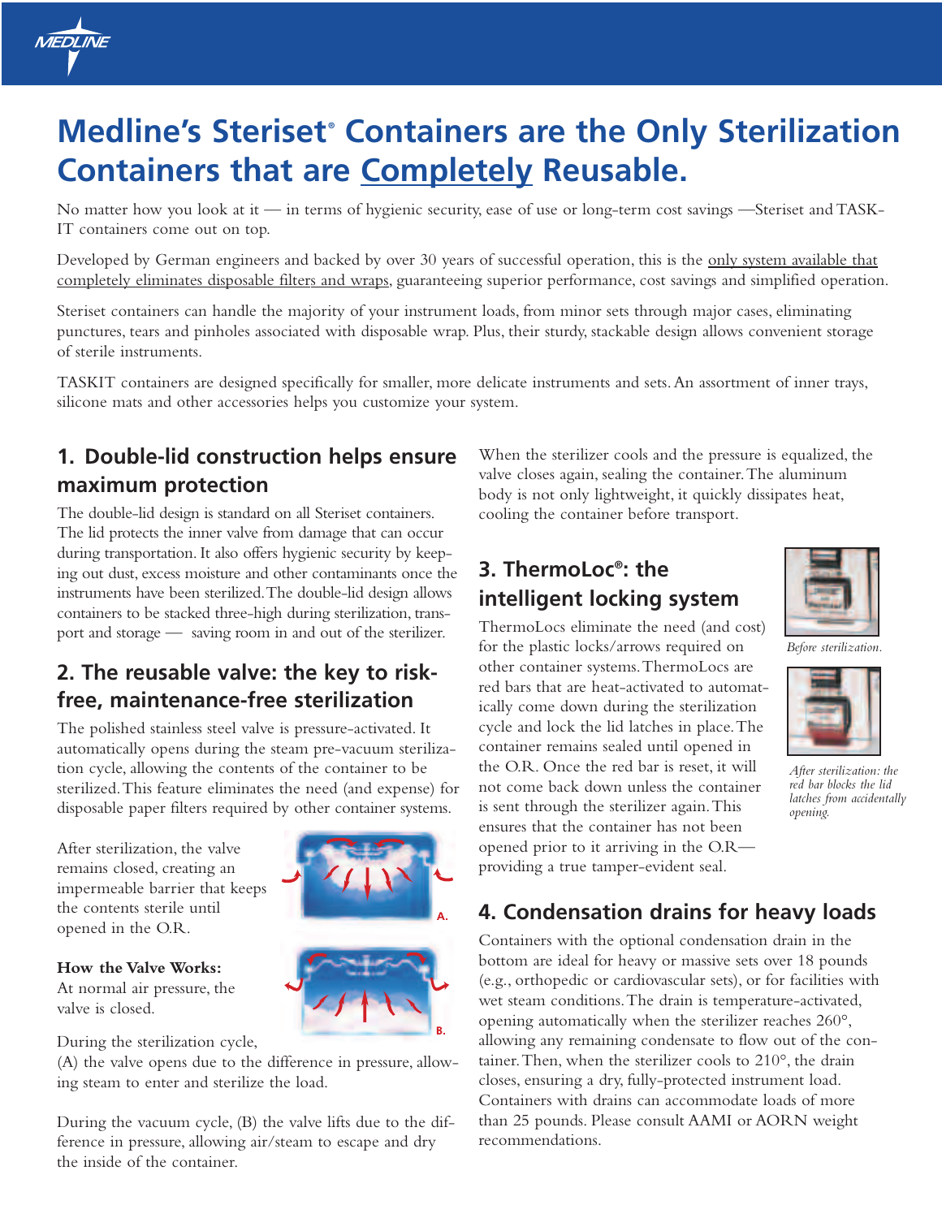# Medline's Steriset® Containers are the Only Sterilization Containers that are Completely Reusable.

No matter how you look at it — in terms of hygienic security, ease of use or long-term cost savings —Steriset and TASK-IT containers come out on top.

Developed by German engineers and backed by over 30 years of successful operation, this is the only system available that completely eliminates disposable filters and wraps, guaranteeing superior performance, cost savings and simplified operation.

Steriset containers can handle the majority of your instrument loads, from minor sets through major cases, eliminating punctures, tears and pinholes associated with disposable wrap. Plus, their sturdy, stackable design allows convenient storage of sterile instruments.

TASKIT containers are designed specifically for smaller, more delicate instruments and sets. An assortment of inner trays, silicone mats and other accessories helps you customize your system.

## 1. Double-lid construction helps ensure maximum protection

The double-lid design is standard on all Steriset containers. The lid protects the inner valve from damage that can occur during transportation. It also offers hygienic security by keeping out dust, excess moisture and other contaminants once the instruments have been sterilized. The double-lid design allows containers to be stacked three-high during sterilization, transport and storage — saving room in and out of the sterilizer.

## 2. The reusable valve: the key to risk-free, maintenance-free sterilization

The polished stainless steel valve is pressure-activated. It automatically opens during the steam pre-vacuum sterilization cycle, allowing the contents of the container to be sterilized. This feature eliminates the need (and expense) for disposable paper filters required by other container systems.

After sterilization, the valve remains closed, creating an impermeable barrier that keeps the contents sterile until opened in the O.R.

A.

B.

**How the Valve Works:**
At normal air pressure, the valve is closed.

During the sterilization cycle, (A) the valve opens due to the difference in pressure, allowing steam to enter and sterilize the load.

During the vacuum cycle, (B) the valve lifts due to the difference in pressure, allowing air/steam to escape and dry the inside of the container.

When the sterilizer cools and the pressure is equalized, the valve closes again, sealing the container. The aluminum body is not only lightweight, it quickly dissipates heat, cooling the container before transport.

## 3. ThermoLoc®: the intelligent locking system

ThermoLocs eliminate the need (and cost) for the plastic locks/arrows required on other container systems. ThermoLocs are red bars that are heat-activated to automatically come down during the sterilization cycle and lock the lid latches in place. The container remains sealed until opened in the O.R. Once the red bar is reset, it will not come back down unless the container is sent through the sterilizer again. This ensures that the container has not been opened prior to it arriving in the O.R.— providing a true tamper-evident seal.

*Before sterilization.*

*After sterilization: the red bar blocks the lid latches from accidentally opening.*

## 4. Condensation drains for heavy loads

Containers with the optional condensation drain in the bottom are ideal for heavy or massive sets over 18 pounds (e.g., orthopedic or cardiovascular sets), or for facilities with wet steam conditions. The drain is temperature-activated, opening automatically when the sterilizer reaches 260°, allowing any remaining condensate to flow out of the container. Then, when the sterilizer cools to 210°, the drain closes, ensuring a dry, fully-protected instrument load. Containers with drains can accommodate loads of more than 25 pounds. Please consult AAMI or AORN weight recommendations.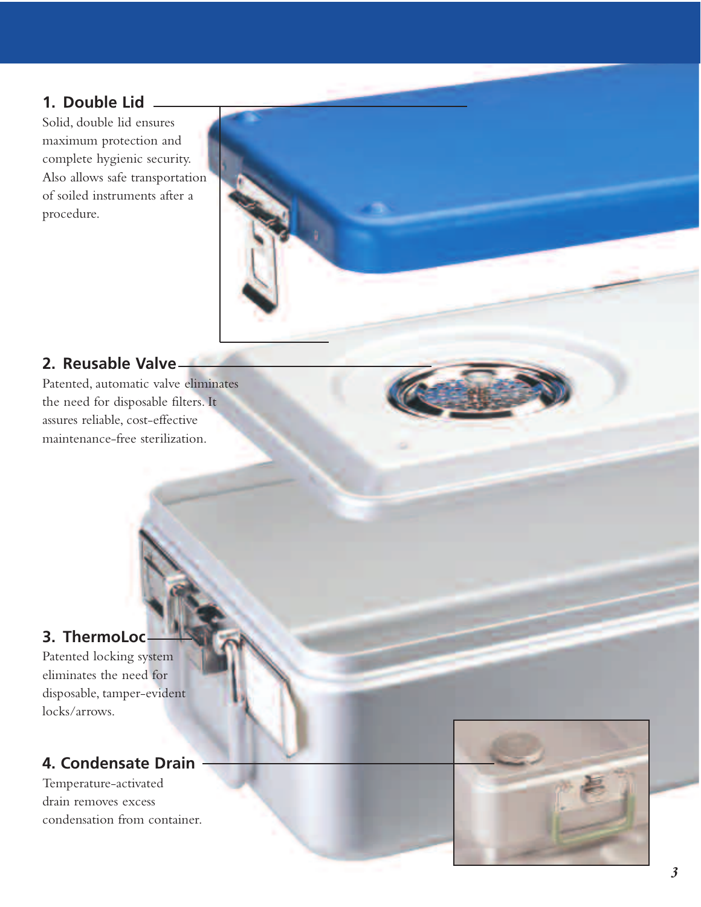## 1. Double Lid

Solid, double lid ensures maximum protection and complete hygienic security. Also allows safe transportation of soiled instruments after a procedure.

## 2. Reusable Valve

Patented, automatic valve eliminates the need for disposable filters. It assures reliable, cost-effective maintenance-free sterilization.

## 3. ThermoLoc

Patented locking system eliminates the need for disposable, tamper-evident locks/arrows.

## 4. Condensate Drain

Temperature-activated drain removes excess condensation from container.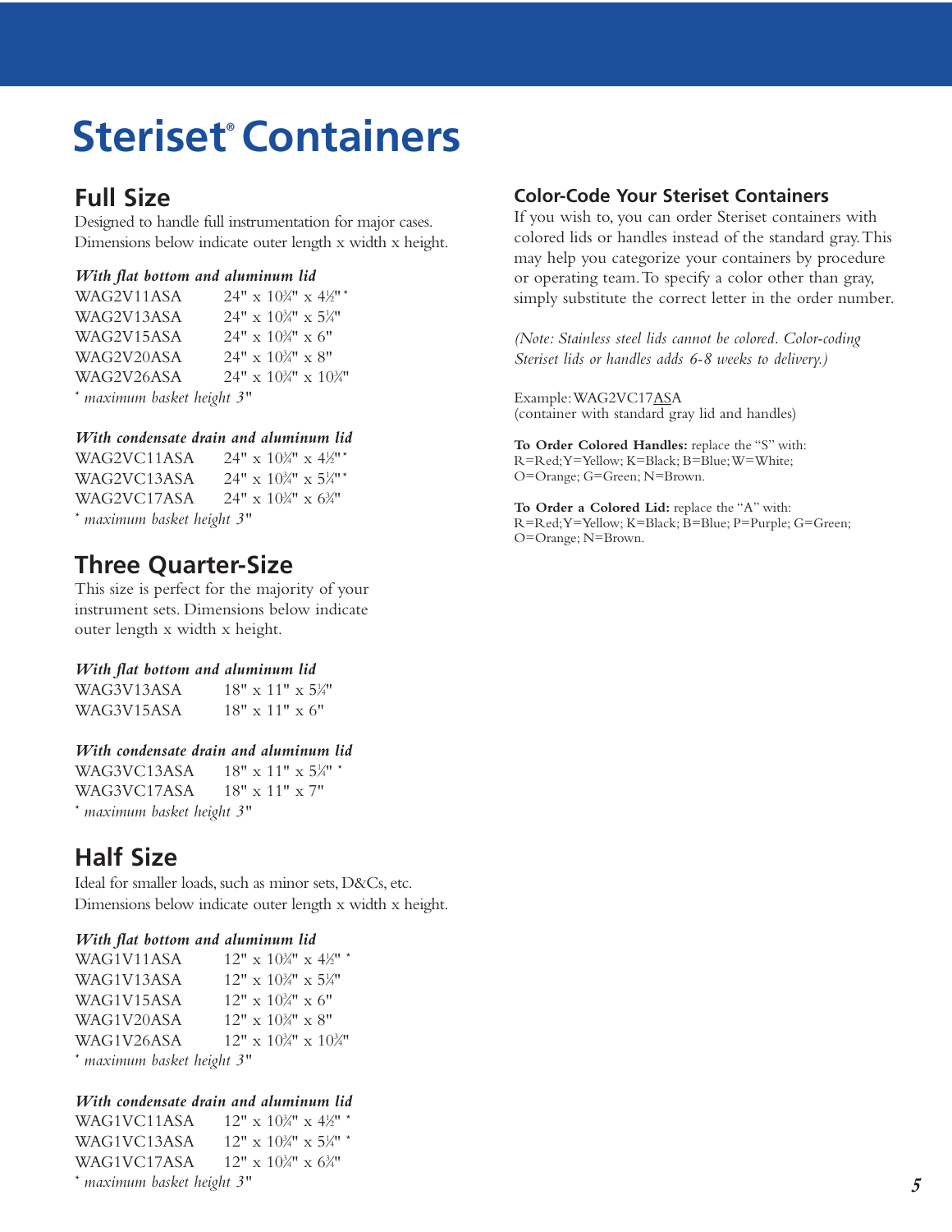# Steriset® Containers

## Full Size

Designed to handle full instrumentation for major cases. Dimensions below indicate outer length x width x height.

***With flat bottom and aluminum lid***

| | |
|---|---|
| WAG2V11ASA | 24" x 10¾" x 4½"* |
| WAG2V13ASA | 24" x 10¾" x 5¼" |
| WAG2V15ASA | 24" x 10¾" x 6" |
| WAG2V20ASA | 24" x 10¾" x 8" |
| WAG2V26ASA | 24" x 10¾" x 10¾" |

*\* maximum basket height 3"*

***With condensate drain and aluminum lid***

| | |
|---|---|
| WAG2VC11ASA | 24" x 10¾" x 4½"* |
| WAG2VC13ASA | 24" x 10¾" x 5¼"* |
| WAG2VC17ASA | 24" x 10¾" x 6¾" |

*\* maximum basket height 3"*

## Three Quarter-Size

This size is perfect for the majority of your instrument sets. Dimensions below indicate outer length x width x height.

***With flat bottom and aluminum lid***

| | |
|---|---|
| WAG3V13ASA | 18" x 11" x 5¼" |
| WAG3V15ASA | 18" x 11" x 6" |

***With condensate drain and aluminum lid***

| | |
|---|---|
| WAG3VC13ASA | 18" x 11" x 5¼" * |
| WAG3VC17ASA | 18" x 11" x 7" |

*\* maximum basket height 3"*

## Half Size

Ideal for smaller loads, such as minor sets, D&Cs, etc. Dimensions below indicate outer length x width x height.

***With flat bottom and aluminum lid***

| | |
|---|---|
| WAG1V11ASA | 12" x 10¾" x 4½" * |
| WAG1V13ASA | 12" x 10¾" x 5¼" |
| WAG1V15ASA | 12" x 10¾" x 6" |
| WAG1V20ASA | 12" x 10¾" x 8" |
| WAG1V26ASA | 12" x 10¾" x 10¾" |

*\* maximum basket height 3"*

***With condensate drain and aluminum lid***

| | |
|---|---|
| WAG1VC11ASA | 12" x 10¾" x 4½" * |
| WAG1VC13ASA | 12" x 10¾" x 5¼" * |
| WAG1VC17ASA | 12" x 10¾" x 6¾" |

*\* maximum basket height 3"*

### Color-Code Your Steriset Containers

If you wish to, you can order Steriset containers with colored lids or handles instead of the standard gray. This may help you categorize your containers by procedure or operating team. To specify a color other than gray, simply substitute the correct letter in the order number.

*(Note: Stainless steel lids cannot be colored. Color-coding Steriset lids or handles adds 6-8 weeks to delivery.)*

Example: WAG2VC17ASA
(container with standard gray lid and handles)

**To Order Colored Handles:** replace the "S" with:
R=Red; Y=Yellow; K=Black; B=Blue; W=White; O=Orange; G=Green; N=Brown.

**To Order a Colored Lid:** replace the "A" with:
R=Red; Y=Yellow; K=Black; B=Blue; P=Purple; G=Green; O=Orange; N=Brown.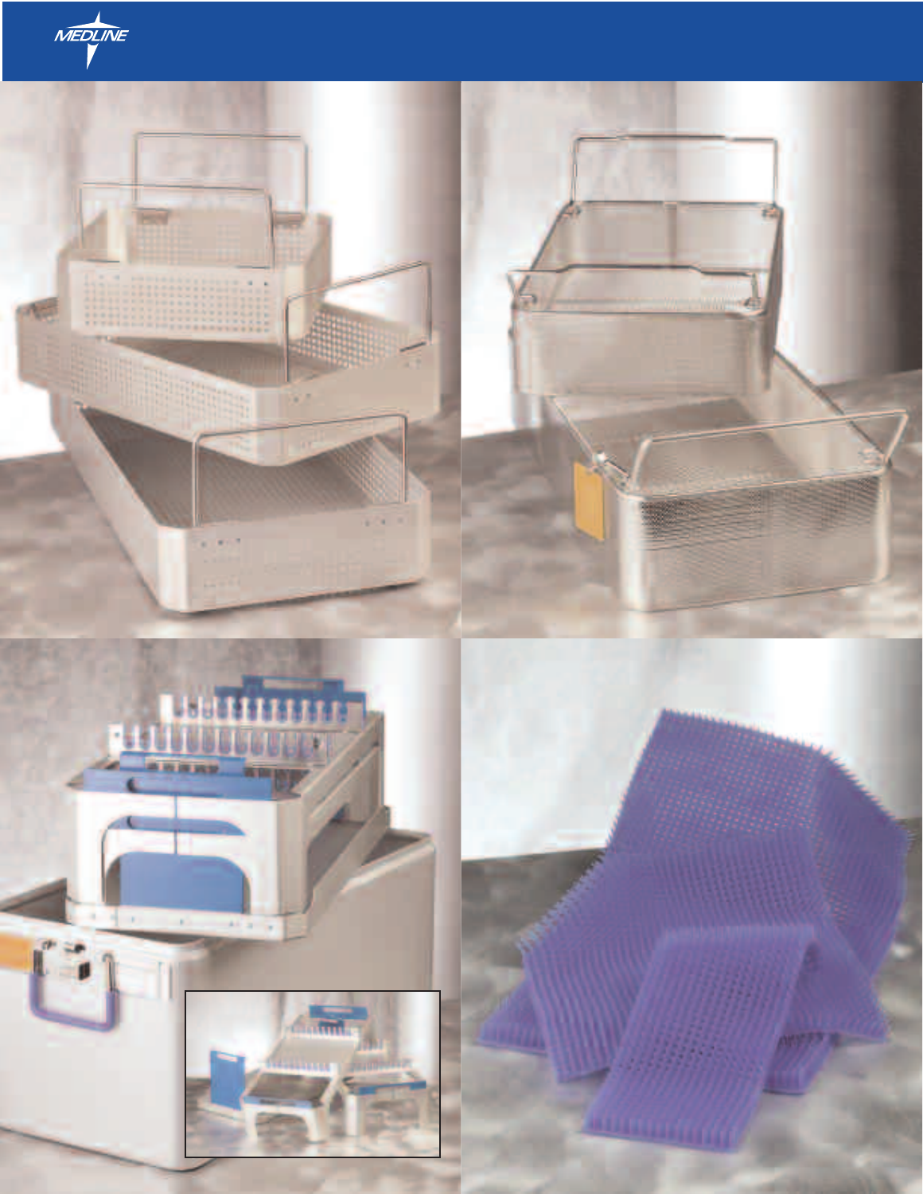MEDLINE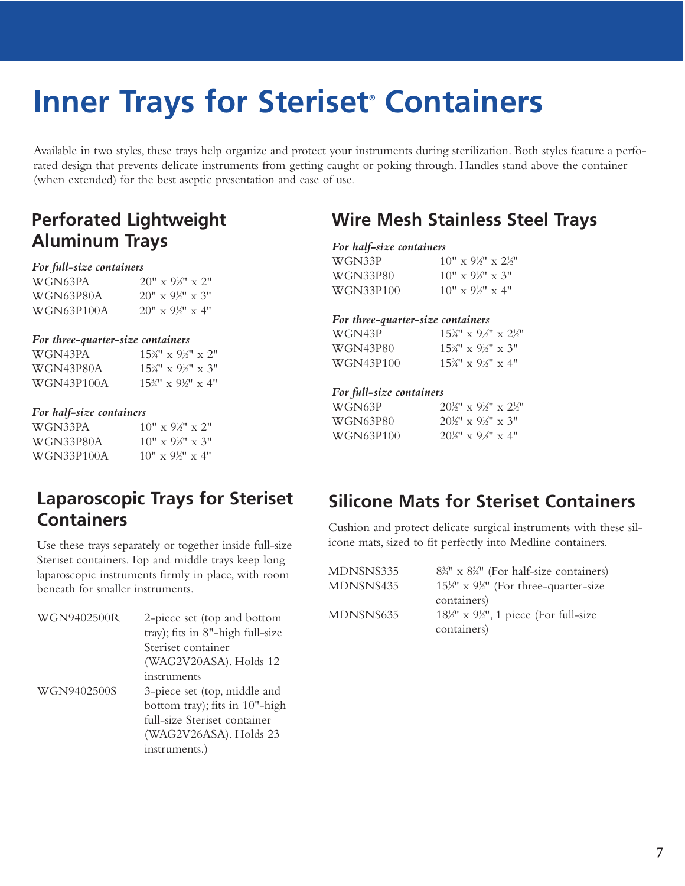# Inner Trays for Steriset® Containers

Available in two styles, these trays help organize and protect your instruments during sterilization. Both styles feature a perforated design that prevents delicate instruments from getting caught or poking through. Handles stand above the container (when extended) for the best aseptic presentation and ease of use.

## Perforated Lightweight Aluminum Trays

*For full-size containers*

| | |
|---|---|
| WGN63PA | 20" x 9½" x 2" |
| WGN63P80A | 20" x 9½" x 3" |
| WGN63P100A | 20" x 9½" x 4" |

*For three-quarter-size containers*

| | |
|---|---|
| WGN43PA | 15¾" x 9½" x 2" |
| WGN43P80A | 15¾" x 9½" x 3" |
| WGN43P100A | 15¾" x 9½" x 4" |

*For half-size containers*

| | |
|---|---|
| WGN33PA | 10" x 9½" x 2" |
| WGN33P80A | 10" x 9½" x 3" |
| WGN33P100A | 10" x 9½" x 4" |

## Wire Mesh Stainless Steel Trays

*For half-size containers*

| | |
|---|---|
| WGN33P | 10" x 9½" x 2½" |
| WGN33P80 | 10" x 9½" x 3" |
| WGN33P100 | 10" x 9½" x 4" |

*For three-quarter-size containers*

| | |
|---|---|
| WGN43P | 15¾" x 9½" x 2½" |
| WGN43P80 | 15¾" x 9½" x 3" |
| WGN43P100 | 15¾" x 9½" x 4" |

*For full-size containers*

| | |
|---|---|
| WGN63P | 20½" x 9½" x 2½" |
| WGN63P80 | 20½" x 9½" x 3" |
| WGN63P100 | 20½" x 9½" x 4" |

## Laparoscopic Trays for Steriset Containers

Use these trays separately or together inside full-size Steriset containers. Top and middle trays keep long laparoscopic instruments firmly in place, with room beneath for smaller instruments.

| | |
|---|---|
| WGN9402500R | 2-piece set (top and bottom tray); fits in 8"-high full-size Steriset container (WAG2V20ASA). Holds 12 instruments |
| WGN9402500S | 3-piece set (top, middle and bottom tray); fits in 10"-high full-size Steriset container (WAG2V26ASA). Holds 23 instruments.) |

## Silicone Mats for Steriset Containers

Cushion and protect delicate surgical instruments with these silicone mats, sized to fit perfectly into Medline containers.

| | |
|---|---|
| MDNSNS335 | 8¾" x 8¾" (For half-size containers) |
| MDNSNS435 | 15½" x 9½" (For three-quarter-size containers) |
| MDNSNS635 | 18½" x 9½", 1 piece (For full-size containers) |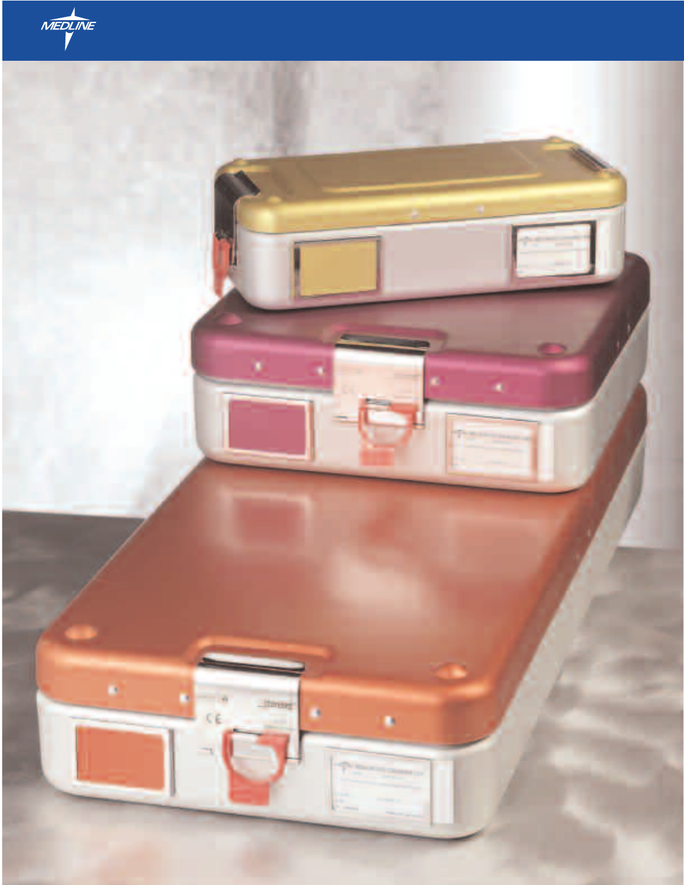MEDLINE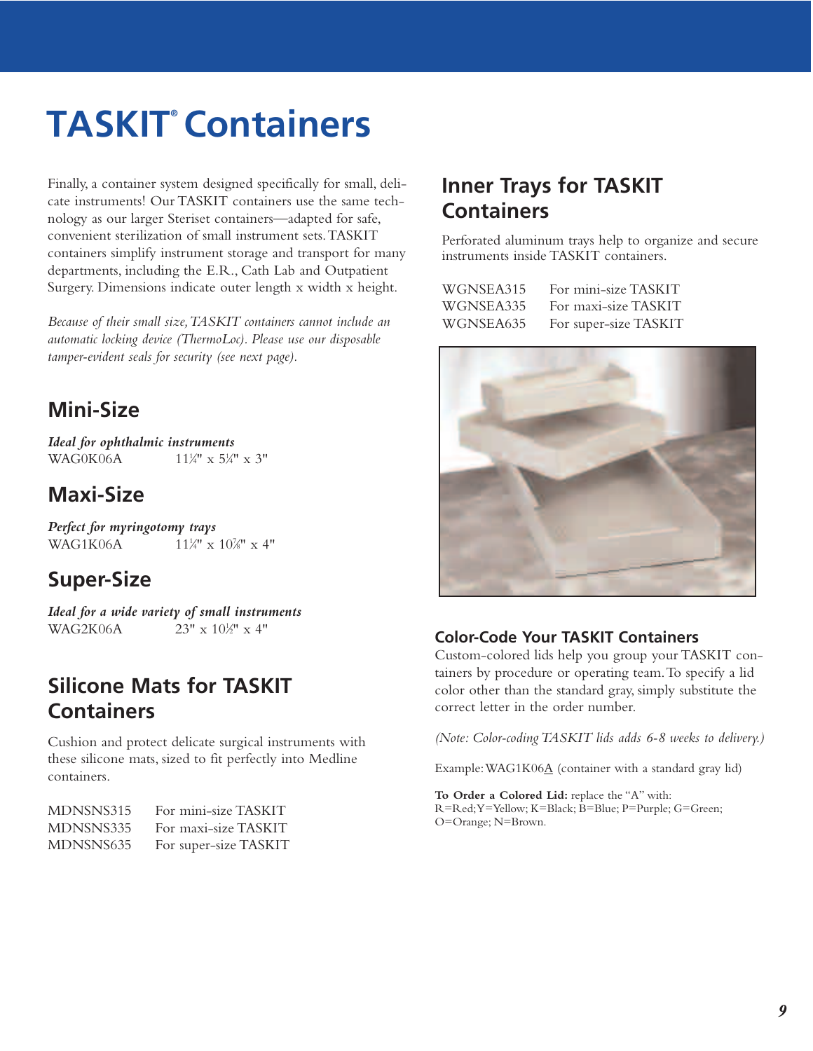# TASKIT® Containers

Finally, a container system designed specifically for small, delicate instruments! Our TASKIT containers use the same technology as our larger Steriset containers—adapted for safe, convenient sterilization of small instrument sets. TASKIT containers simplify instrument storage and transport for many departments, including the E.R., Cath Lab and Outpatient Surgery. Dimensions indicate outer length x width x height.

*Because of their small size, TASKIT containers cannot include an automatic locking device (ThermoLoc). Please use our disposable tamper-evident seals for security (see next page).*

## Mini-Size

***Ideal for ophthalmic instruments***

WAG0K06A 11¼" x 5¼" x 3"

## Maxi-Size

***Perfect for myringotomy trays***

WAG1K06A 11¼" x 10⅞" x 4"

## Super-Size

***Ideal for a wide variety of small instruments***

WAG2K06A 23" x 10½" x 4"

## Silicone Mats for TASKIT Containers

Cushion and protect delicate surgical instruments with these silicone mats, sized to fit perfectly into Medline containers.

| | |
|---|---|
| MDNSNS315 | For mini-size TASKIT |
| MDNSNS335 | For maxi-size TASKIT |
| MDNSNS635 | For super-size TASKIT |

## Inner Trays for TASKIT Containers

Perforated aluminum trays help to organize and secure instruments inside TASKIT containers.

| | |
|---|---|
| WGNSEA315 | For mini-size TASKIT |
| WGNSEA335 | For maxi-size TASKIT |
| WGNSEA635 | For super-size TASKIT |

### Color-Code Your TASKIT Containers

Custom-colored lids help you group your TASKIT containers by procedure or operating team. To specify a lid color other than the standard gray, simply substitute the correct letter in the order number.

*(Note: Color-coding TASKIT lids adds 6-8 weeks to delivery.)*

Example: WAG1K06A (container with a standard gray lid)

**To Order a Colored Lid:** replace the "A" with: R=Red; Y=Yellow; K=Black; B=Blue; P=Purple; G=Green; O=Orange; N=Brown.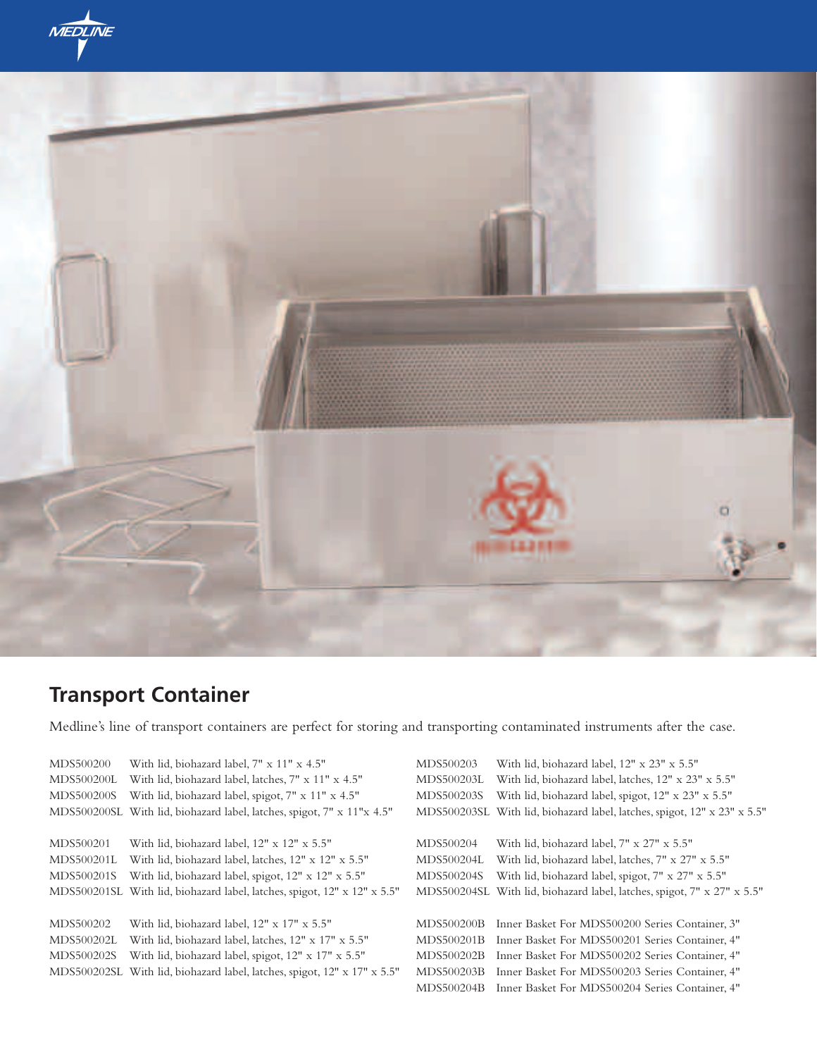## Transport Container

Medline's line of transport containers are perfect for storing and transporting contaminated instruments after the case.

| Item | Description |
|---|---|
| MDS500200 | With lid, biohazard label, 7" x 11" x 4.5" |
| MDS500200L | With lid, biohazard label, latches, 7" x 11" x 4.5" |
| MDS500200S | With lid, biohazard label, spigot, 7" x 11" x 4.5" |
| MDS500200SL | With lid, biohazard label, latches, spigot, 7" x 11"x 4.5" |
| MDS500201 | With lid, biohazard label, 12" x 12" x 5.5" |
| MDS500201L | With lid, biohazard label, latches, 12" x 12" x 5.5" |
| MDS500201S | With lid, biohazard label, spigot, 12" x 12" x 5.5" |
| MDS500201SL | With lid, biohazard label, latches, spigot, 12" x 12" x 5.5" |
| MDS500202 | With lid, biohazard label, 12" x 17" x 5.5" |
| MDS500202L | With lid, biohazard label, latches, 12" x 17" x 5.5" |
| MDS500202S | With lid, biohazard label, spigot, 12" x 17" x 5.5" |
| MDS500202SL | With lid, biohazard label, latches, spigot, 12" x 17" x 5.5" |
| MDS500203 | With lid, biohazard label, 12" x 23" x 5.5" |
| MDS500203L | With lid, biohazard label, latches, 12" x 23" x 5.5" |
| MDS500203S | With lid, biohazard label, spigot, 12" x 23" x 5.5" |
| MDS500203SL | With lid, biohazard label, latches, spigot, 12" x 23" x 5.5" |
| MDS500204 | With lid, biohazard label, 7" x 27" x 5.5" |
| MDS500204L | With lid, biohazard label, latches, 7" x 27" x 5.5" |
| MDS500204S | With lid, biohazard label, spigot, 7" x 27" x 5.5" |
| MDS500204SL | With lid, biohazard label, latches, spigot, 7" x 27" x 5.5" |
| MDS500200B | Inner Basket For MDS500200 Series Container, 3" |
| MDS500201B | Inner Basket For MDS500201 Series Container, 4" |
| MDS500202B | Inner Basket For MDS500202 Series Container, 4" |
| MDS500203B | Inner Basket For MDS500203 Series Container, 4" |
| MDS500204B | Inner Basket For MDS500204 Series Container, 4" |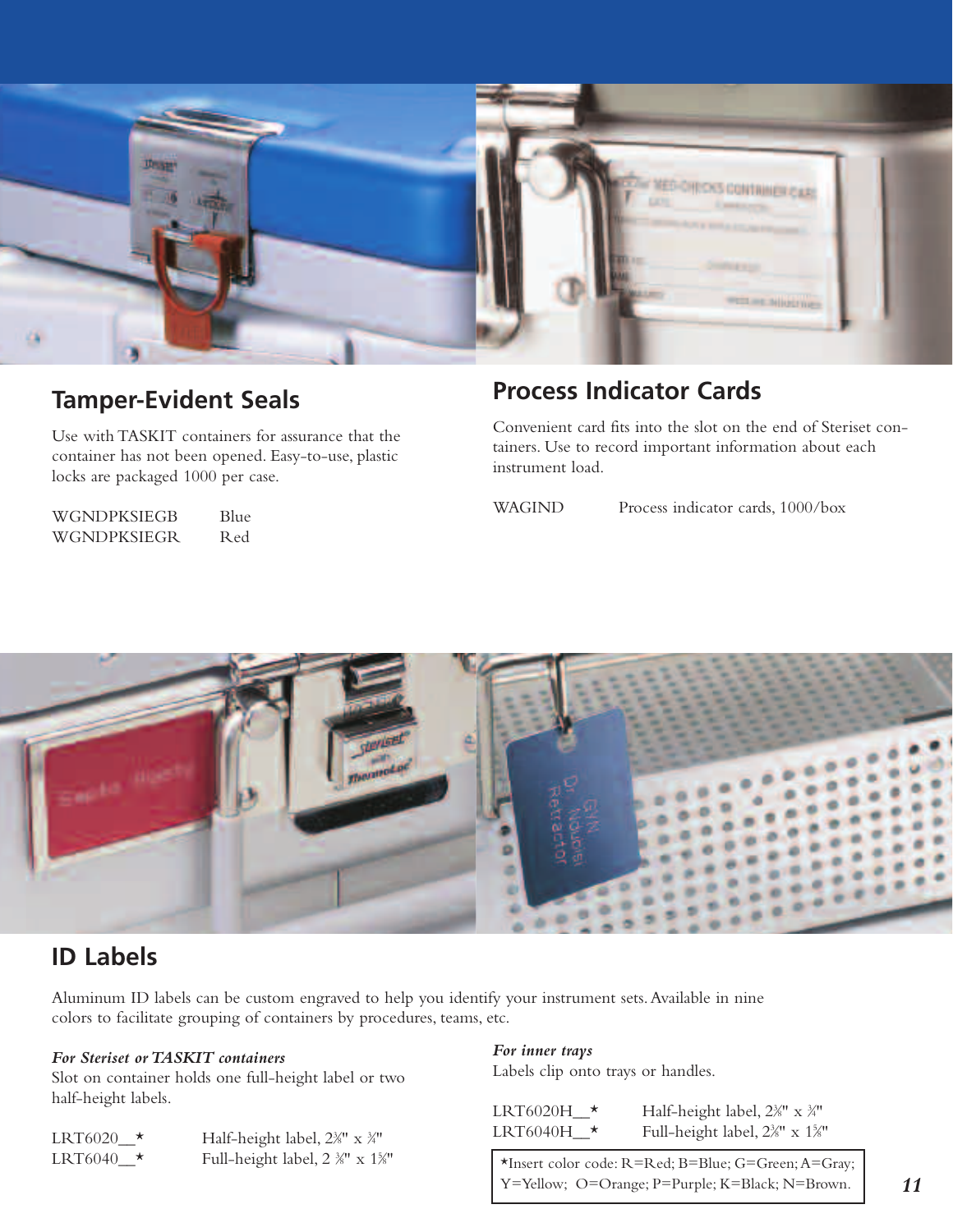## Tamper-Evident Seals

Use with TASKIT containers for assurance that the container has not been opened. Easy-to-use, plastic locks are packaged 1000 per case.

| | |
|---|---|
| WGNDPKSIEGB | Blue |
| WGNDPKSIEGR | Red |

## Process Indicator Cards

Convenient card fits into the slot on the end of Steriset containers. Use to record important information about each instrument load.

| | |
|---|---|
| WAGIND | Process indicator cards, 1000/box |

## ID Labels

Aluminum ID labels can be custom engraved to help you identify your instrument sets. Available in nine colors to facilitate grouping of containers by procedures, teams, etc.

***For Steriset or TASKIT containers***
Slot on container holds one full-height label or two half-height labels.

| | |
|---|---|
| LRT6020__* | Half-height label, 2⅜" x ¾" |
| LRT6040__* | Full-height label, 2 ⅜" x 1⅝" |

***For inner trays***
Labels clip onto trays or handles.

| | |
|---|---|
| LRT6020H__* | Half-height label, 2⅜" x ¾" |
| LRT6040H__* | Full-height label, 2⅜" x 1⅝" |

*Insert color code: R=Red; B=Blue; G=Green; A=Gray; Y=Yellow; O=Orange; P=Purple; K=Black; N=Brown.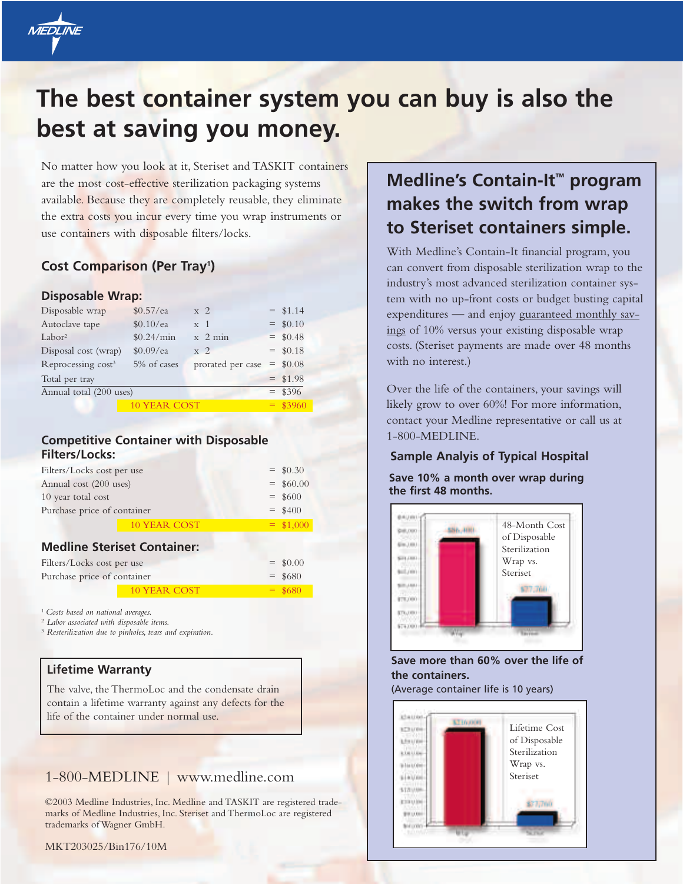# The best container system you can buy is also the best at saving you money.

No matter how you look at it, Steriset and TASKIT containers are the most cost-effective sterilization packaging systems available. Because they are completely reusable, they eliminate the extra costs you incur every time you wrap instruments or use containers with disposable filters/locks.

## Cost Comparison (Per Tray[1])

### Disposable Wrap:

| | | | |
|---|---|---|---|
| Disposable wrap | $0.57/ea | x 2 | = $1.14 |
| Autoclave tape | $0.10/ea | x 1 | = $0.10 |
| Labor[2] | $0.24/min | x 2 min | = $0.48 |
| Disposal cost (wrap) | $0.09/ea | x 2 | = $0.18 |
| Reprocessing cost[3] | 5% of cases | prorated per case | = $0.08 |
| Total per tray | | | = $1.98 |
| Annual total (200 uses) | | | = $396 |
| | 10 YEAR COST | | = $3960 |

### Competitive Container with Disposable Filters/Locks:

| | | |
|---|---|---|
| Filters/Locks cost per use | | = $0.30 |
| Annual cost (200 uses) | | = $60.00 |
| 10 year total cost | | = $600 |
| Purchase price of container | | = $400 |
| | 10 YEAR COST | = $1,000 |

### Medline Steriset Container:

| | | |
|---|---|---|
| Filters/Locks cost per use | | = $0.00 |
| Purchase price of container | | = $680 |
| | 10 YEAR COST | = $680 |

[1] *Costs based on national averages.*
[2] *Labor associated with disposable items.*
[3] *Resterilization due to pinholes, tears and expiration.*

### Lifetime Warranty

The valve, the ThermoLoc and the condensate drain contain a lifetime warranty against any defects for the life of the container under normal use.

## Medline's Contain-It™ program makes the switch from wrap to Steriset containers simple.

With Medline's Contain-It financial program, you can convert from disposable sterilization wrap to the industry's most advanced sterilization container system with no up-front costs or budget busting capital expenditures — and enjoy guaranteed monthly savings of 10% versus your existing disposable wrap costs. (Steriset payments are made over 48 months with no interest.)

Over the life of the containers, your savings will likely grow to over 60%! For more information, contact your Medline representative or call us at 1-800-MEDLINE.

### Sample Analysis of Typical Hospital

**Save 10% a month over wrap during the first 48 months.**

48-Month Cost of Disposable Sterilization Wrap vs. Steriset

$86,400

$77,760

Wrap

Steriset

**Save more than 60% over the life of the containers.**
(Average container life is 10 years)

Lifetime Cost of Disposable Sterilization Wrap vs. Steriset

$216,000

$77,760

Wrap

Steriset

1-800-MEDLINE | www.medline.com

©2003 Medline Industries, Inc. Medline and TASKIT are registered trademarks of Medline Industries, Inc. Steriset and ThermoLoc are registered trademarks of Wagner GmbH.

MKT203025/Bin176/10M